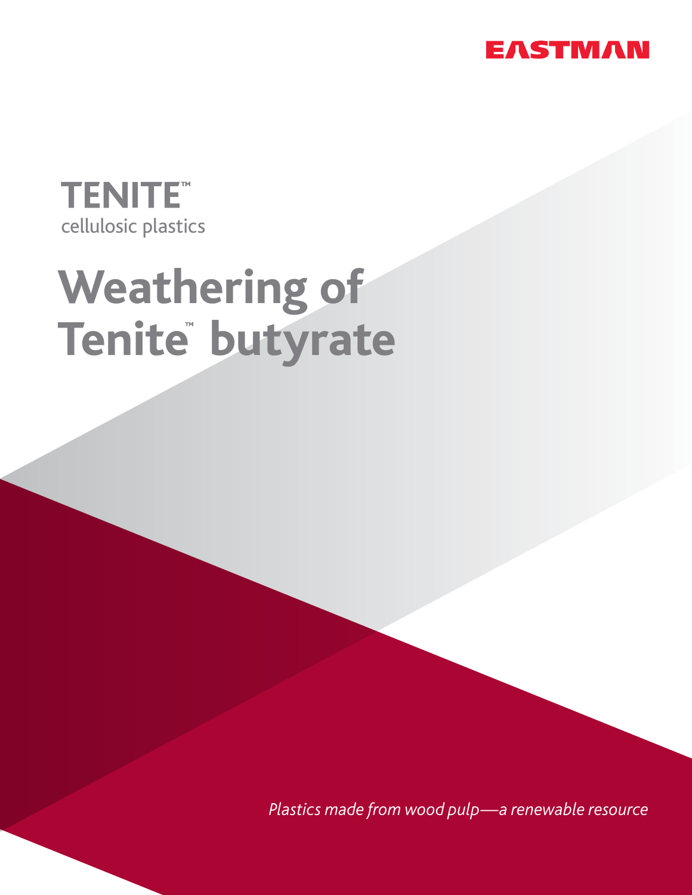EASTMAN

**TENITE™**
cellulosic plastics

# Weathering of Tenite™ butyrate

*Plastics made from wood pulp—a renewable resource*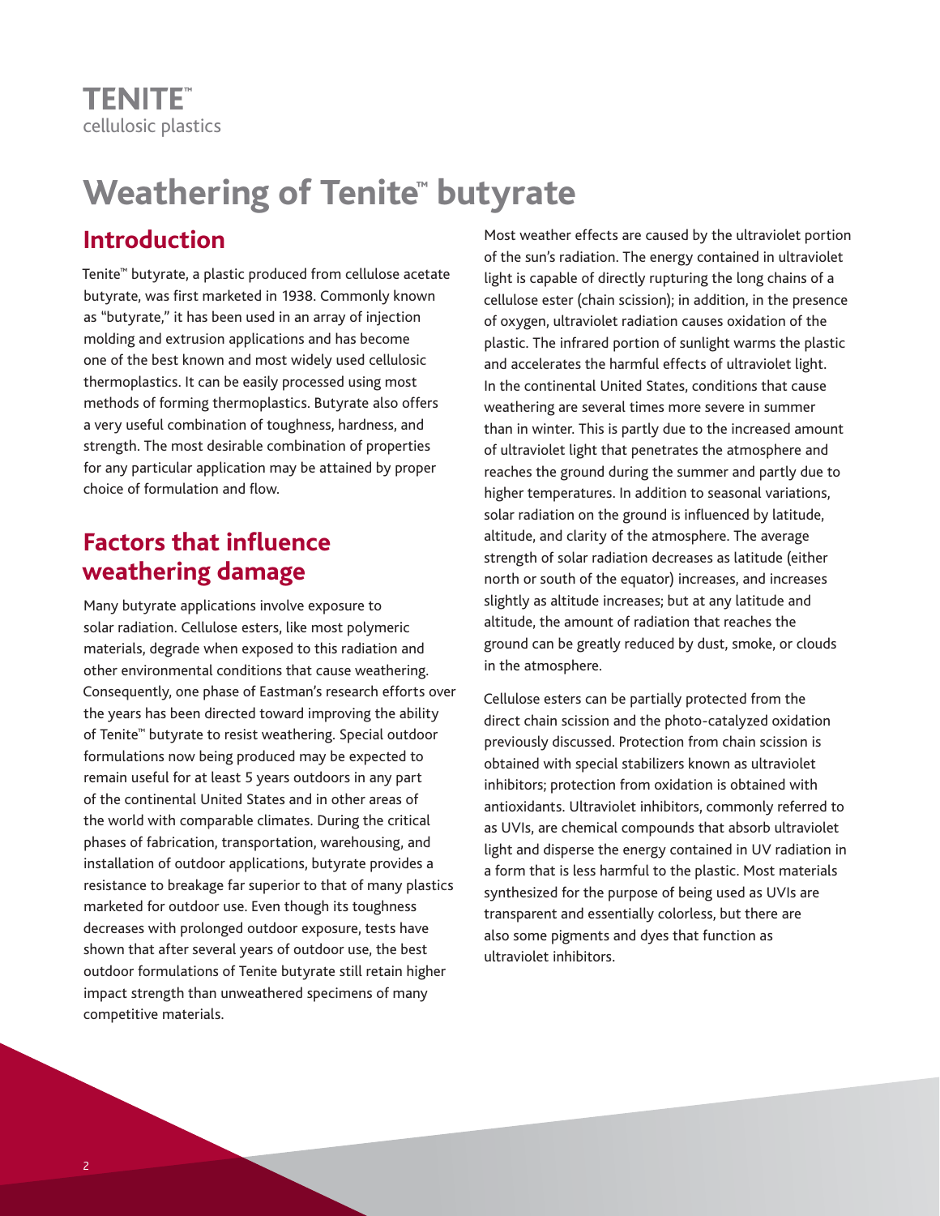**TENITE™**
cellulosic plastics

# Weathering of Tenite™ butyrate

## Introduction

Tenite™ butyrate, a plastic produced from cellulose acetate butyrate, was first marketed in 1938. Commonly known as "butyrate," it has been used in an array of injection molding and extrusion applications and has become one of the best known and most widely used cellulosic thermoplastics. It can be easily processed using most methods of forming thermoplastics. Butyrate also offers a very useful combination of toughness, hardness, and strength. The most desirable combination of properties for any particular application may be attained by proper choice of formulation and flow.

## Factors that influence weathering damage

Many butyrate applications involve exposure to solar radiation. Cellulose esters, like most polymeric materials, degrade when exposed to this radiation and other environmental conditions that cause weathering. Consequently, one phase of Eastman's research efforts over the years has been directed toward improving the ability of Tenite™ butyrate to resist weathering. Special outdoor formulations now being produced may be expected to remain useful for at least 5 years outdoors in any part of the continental United States and in other areas of the world with comparable climates. During the critical phases of fabrication, transportation, warehousing, and installation of outdoor applications, butyrate provides a resistance to breakage far superior to that of many plastics marketed for outdoor use. Even though its toughness decreases with prolonged outdoor exposure, tests have shown that after several years of outdoor use, the best outdoor formulations of Tenite butyrate still retain higher impact strength than unweathered specimens of many competitive materials.

Most weather effects are caused by the ultraviolet portion of the sun's radiation. The energy contained in ultraviolet light is capable of directly rupturing the long chains of a cellulose ester (chain scission); in addition, in the presence of oxygen, ultraviolet radiation causes oxidation of the plastic. The infrared portion of sunlight warms the plastic and accelerates the harmful effects of ultraviolet light. In the continental United States, conditions that cause weathering are several times more severe in summer than in winter. This is partly due to the increased amount of ultraviolet light that penetrates the atmosphere and reaches the ground during the summer and partly due to higher temperatures. In addition to seasonal variations, solar radiation on the ground is influenced by latitude, altitude, and clarity of the atmosphere. The average strength of solar radiation decreases as latitude (either north or south of the equator) increases, and increases slightly as altitude increases; but at any latitude and altitude, the amount of radiation that reaches the ground can be greatly reduced by dust, smoke, or clouds in the atmosphere.

Cellulose esters can be partially protected from the direct chain scission and the photo-catalyzed oxidation previously discussed. Protection from chain scission is obtained with special stabilizers known as ultraviolet inhibitors; protection from oxidation is obtained with antioxidants. Ultraviolet inhibitors, commonly referred to as UVIs, are chemical compounds that absorb ultraviolet light and disperse the energy contained in UV radiation in a form that is less harmful to the plastic. Most materials synthesized for the purpose of being used as UVIs are transparent and essentially colorless, but there are also some pigments and dyes that function as ultraviolet inhibitors.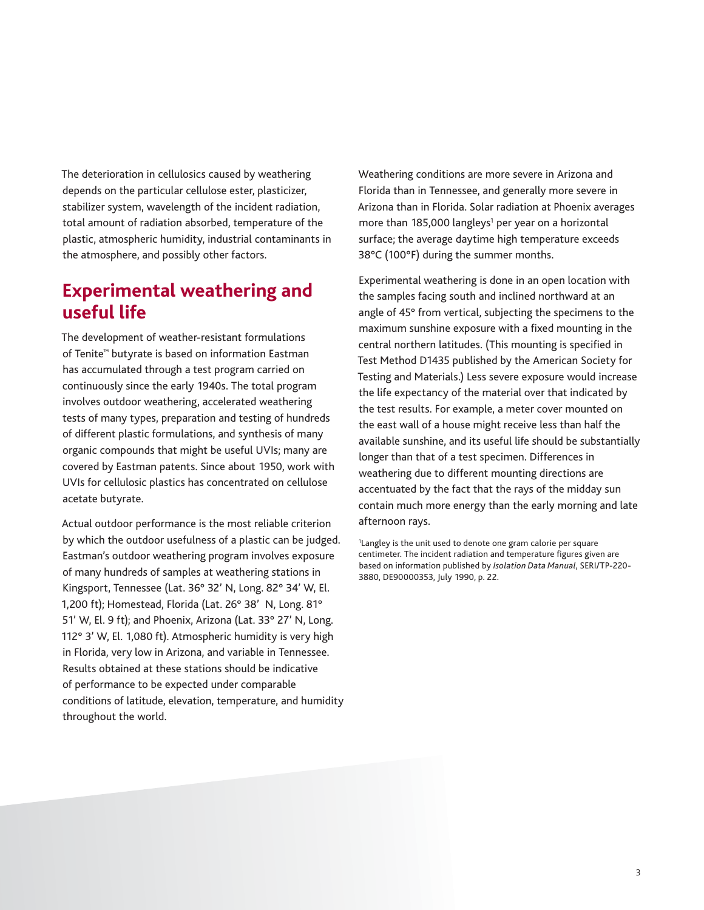The deterioration in cellulosics caused by weathering depends on the particular cellulose ester, plasticizer, stabilizer system, wavelength of the incident radiation, total amount of radiation absorbed, temperature of the plastic, atmospheric humidity, industrial contaminants in the atmosphere, and possibly other factors.

## Experimental weathering and useful life

The development of weather-resistant formulations of Tenite™ butyrate is based on information Eastman has accumulated through a test program carried on continuously since the early 1940s. The total program involves outdoor weathering, accelerated weathering tests of many types, preparation and testing of hundreds of different plastic formulations, and synthesis of many organic compounds that might be useful UVIs; many are covered by Eastman patents. Since about 1950, work with UVIs for cellulosic plastics has concentrated on cellulose acetate butyrate.

Actual outdoor performance is the most reliable criterion by which the outdoor usefulness of a plastic can be judged. Eastman's outdoor weathering program involves exposure of many hundreds of samples at weathering stations in Kingsport, Tennessee (Lat. 36° 32' N, Long. 82° 34' W, El. 1,200 ft); Homestead, Florida (Lat. 26° 38' N, Long. 81° 51' W, El. 9 ft); and Phoenix, Arizona (Lat. 33° 27' N, Long. 112° 3' W, El. 1,080 ft). Atmospheric humidity is very high in Florida, very low in Arizona, and variable in Tennessee. Results obtained at these stations should be indicative of performance to be expected under comparable conditions of latitude, elevation, temperature, and humidity throughout the world.

Weathering conditions are more severe in Arizona and Florida than in Tennessee, and generally more severe in Arizona than in Florida. Solar radiation at Phoenix averages more than 185,000 langleys[1] per year on a horizontal surface; the average daytime high temperature exceeds 38°C (100°F) during the summer months.

Experimental weathering is done in an open location with the samples facing south and inclined northward at an angle of 45° from vertical, subjecting the specimens to the maximum sunshine exposure with a fixed mounting in the central northern latitudes. (This mounting is specified in Test Method D1435 published by the American Society for Testing and Materials.) Less severe exposure would increase the life expectancy of the material over that indicated by the test results. For example, a meter cover mounted on the east wall of a house might receive less than half the available sunshine, and its useful life should be substantially longer than that of a test specimen. Differences in weathering due to different mounting directions are accentuated by the fact that the rays of the midday sun contain much more energy than the early morning and late afternoon rays.

[1]Langley is the unit used to denote one gram calorie per square centimeter. The incident radiation and temperature figures given are based on information published by *Isolation Data Manual*, SERI/TP-220-3880, DE90000353, July 1990, p. 22.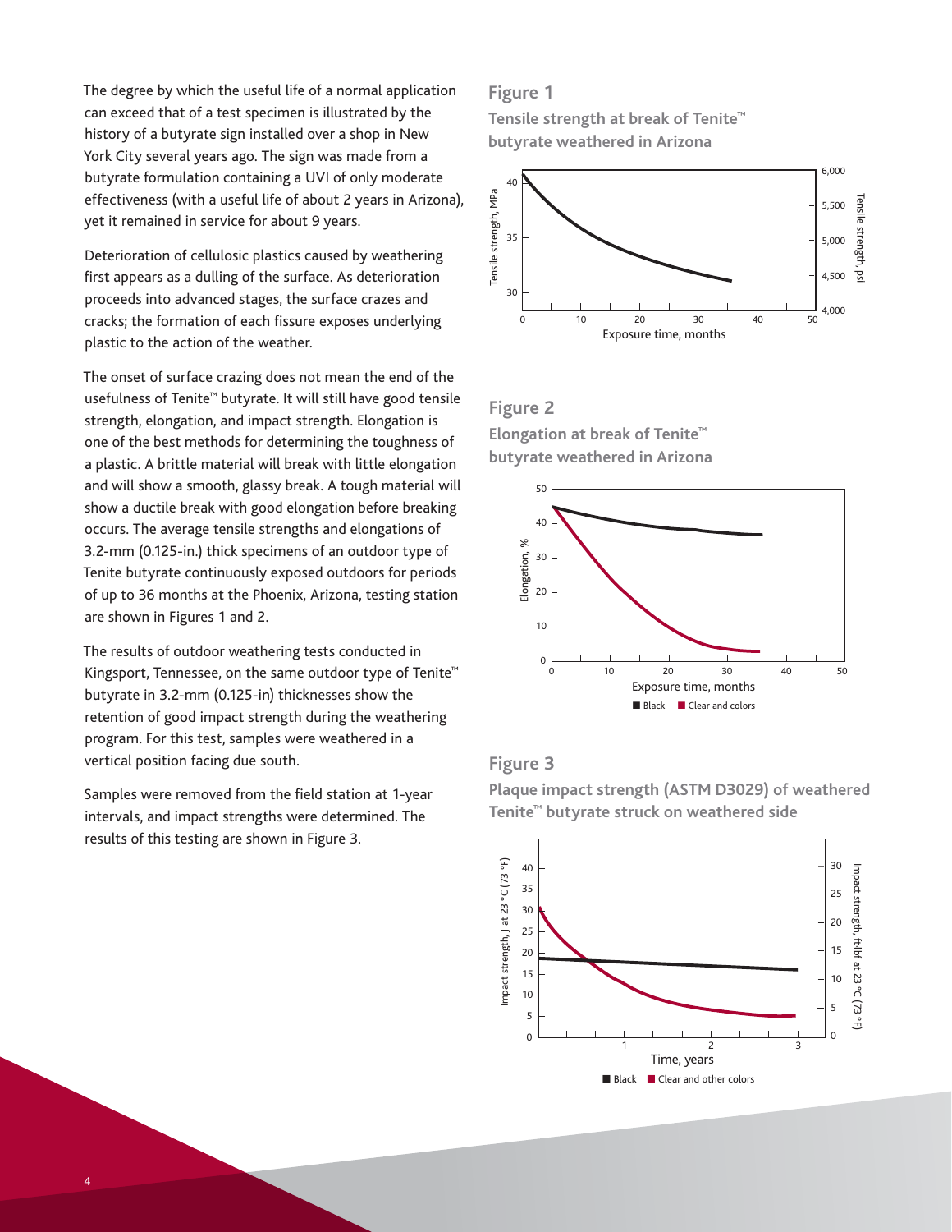The degree by which the useful life of a normal application can exceed that of a test specimen is illustrated by the history of a butyrate sign installed over a shop in New York City several years ago. The sign was made from a butyrate formulation containing a UVI of only moderate effectiveness (with a useful life of about 2 years in Arizona), yet it remained in service for about 9 years.

Deterioration of cellulosic plastics caused by weathering first appears as a dulling of the surface. As deterioration proceeds into advanced stages, the surface crazes and cracks; the formation of each fissure exposes underlying plastic to the action of the weather.

The onset of surface crazing does not mean the end of the usefulness of Tenite™ butyrate. It will still have good tensile strength, elongation, and impact strength. Elongation is one of the best methods for determining the toughness of a plastic. A brittle material will break with little elongation and will show a smooth, glassy break. A tough material will show a ductile break with good elongation before breaking occurs. The average tensile strengths and elongations of 3.2-mm (0.125-in.) thick specimens of an outdoor type of Tenite butyrate continuously exposed outdoors for periods of up to 36 months at the Phoenix, Arizona, testing station are shown in Figures 1 and 2.

The results of outdoor weathering tests conducted in Kingsport, Tennessee, on the same outdoor type of Tenite™ butyrate in 3.2-mm (0.125-in) thicknesses show the retention of good impact strength during the weathering program. For this test, samples were weathered in a vertical position facing due south.

Samples were removed from the field station at 1-year intervals, and impact strengths were determined. The results of this testing are shown in Figure 3.

### Figure 1

**Tensile strength at break of Tenite™ butyrate weathered in Arizona**

### Figure 2

**Elongation at break of Tenite™ butyrate weathered in Arizona**

### Figure 3

**Plaque impact strength (ASTM D3029) of weathered Tenite™ butyrate struck on weathered side**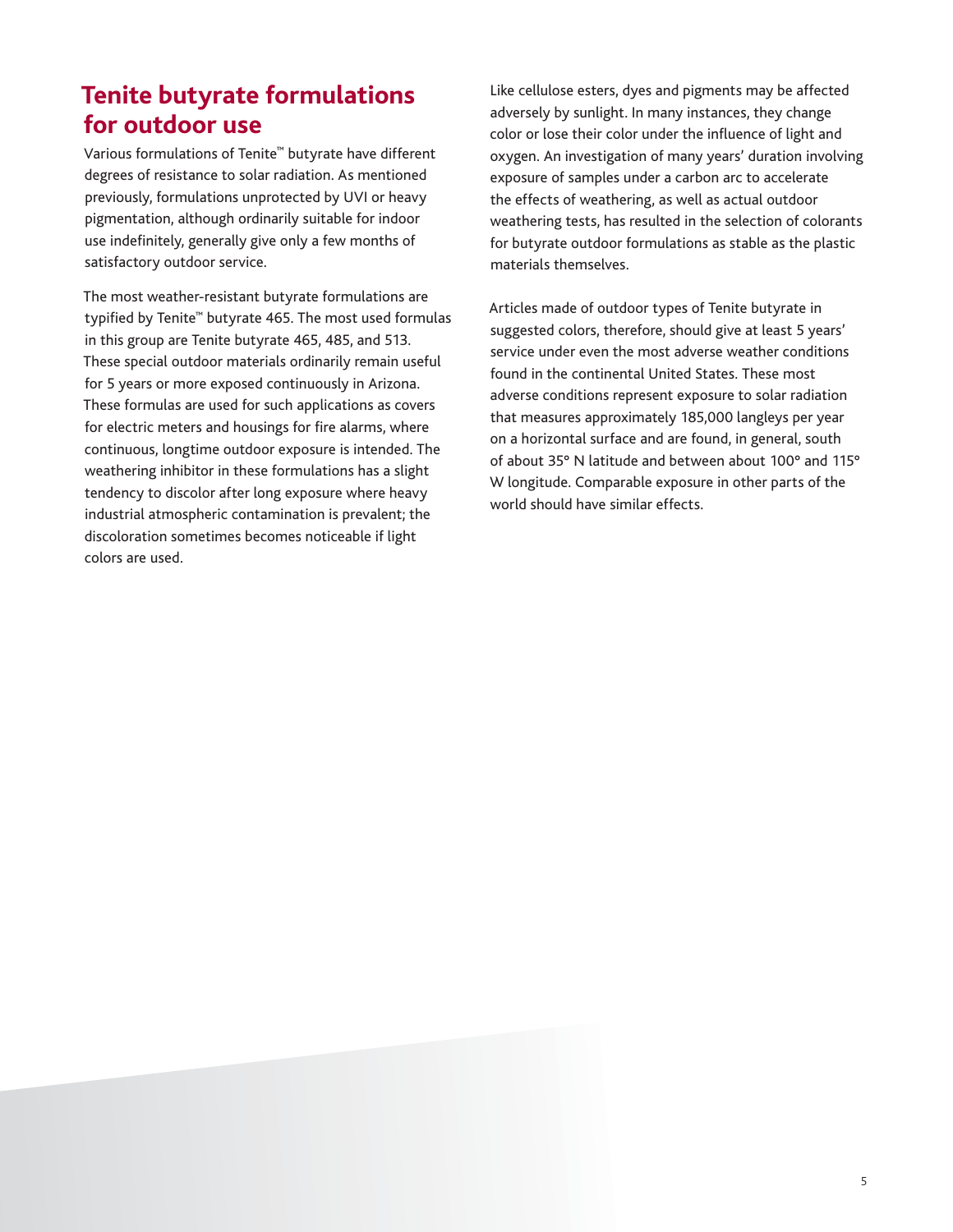## Tenite butyrate formulations for outdoor use

Various formulations of Tenite™ butyrate have different degrees of resistance to solar radiation. As mentioned previously, formulations unprotected by UVI or heavy pigmentation, although ordinarily suitable for indoor use indefinitely, generally give only a few months of satisfactory outdoor service.

The most weather-resistant butyrate formulations are typified by Tenite™ butyrate 465. The most used formulas in this group are Tenite butyrate 465, 485, and 513. These special outdoor materials ordinarily remain useful for 5 years or more exposed continuously in Arizona. These formulas are used for such applications as covers for electric meters and housings for fire alarms, where continuous, longtime outdoor exposure is intended. The weathering inhibitor in these formulations has a slight tendency to discolor after long exposure where heavy industrial atmospheric contamination is prevalent; the discoloration sometimes becomes noticeable if light colors are used.

Like cellulose esters, dyes and pigments may be affected adversely by sunlight. In many instances, they change color or lose their color under the influence of light and oxygen. An investigation of many years' duration involving exposure of samples under a carbon arc to accelerate the effects of weathering, as well as actual outdoor weathering tests, has resulted in the selection of colorants for butyrate outdoor formulations as stable as the plastic materials themselves.

Articles made of outdoor types of Tenite butyrate in suggested colors, therefore, should give at least 5 years' service under even the most adverse weather conditions found in the continental United States. These most adverse conditions represent exposure to solar radiation that measures approximately 185,000 langleys per year on a horizontal surface and are found, in general, south of about 35° N latitude and between about 100° and 115° W longitude. Comparable exposure in other parts of the world should have similar effects.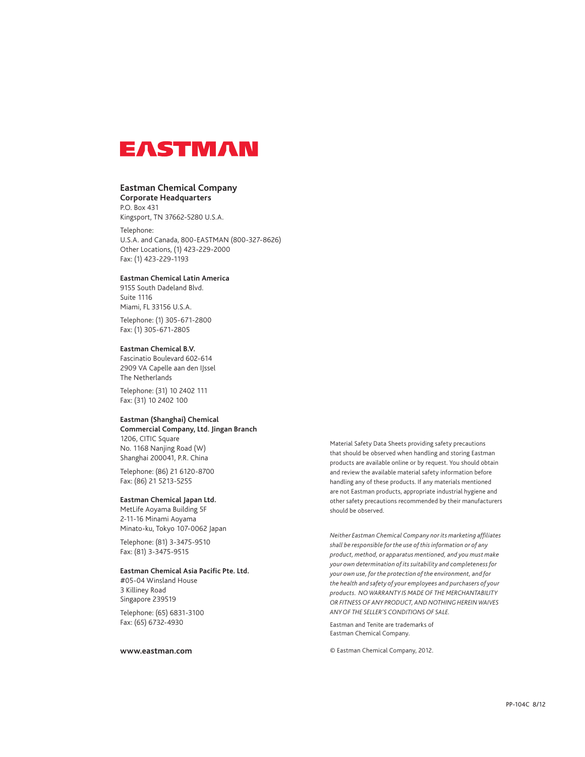# EASTMAN

**Eastman Chemical Company**
**Corporate Headquarters**
P.O. Box 431
Kingsport, TN 37662-5280 U.S.A.

Telephone:
U.S.A. and Canada, 800-EASTMAN (800-327-8626)
Other Locations, (1) 423-229-2000
Fax: (1) 423-229-1193

**Eastman Chemical Latin America**
9155 South Dadeland Blvd.
Suite 1116
Miami, FL 33156 U.S.A.

Telephone: (1) 305-671-2800
Fax: (1) 305-671-2805

**Eastman Chemical B.V.**
Fascinatio Boulevard 602-614
2909 VA Capelle aan den IJssel
The Netherlands

Telephone: (31) 10 2402 111
Fax: (31) 10 2402 100

**Eastman (Shanghai) Chemical Commercial Company, Ltd. Jingan Branch**
1206, CITIC Square
No. 1168 Nanjing Road (W)
Shanghai 200041, P.R. China

Telephone: (86) 21 6120-8700
Fax: (86) 21 5213-5255

**Eastman Chemical Japan Ltd.**
MetLife Aoyama Building 5F
2-11-16 Minami Aoyama
Minato-ku, Tokyo 107-0062 Japan

Telephone: (81) 3-3475-9510
Fax: (81) 3-3475-9515

**Eastman Chemical Asia Pacific Pte. Ltd.**
#05-04 Winsland House
3 Killiney Road
Singapore 239519

Telephone: (65) 6831-3100
Fax: (65) 6732-4930

**www.eastman.com**

Material Safety Data Sheets providing safety precautions that should be observed when handling and storing Eastman products are available online or by request. You should obtain and review the available material safety information before handling any of these products. If any materials mentioned are not Eastman products, appropriate industrial hygiene and other safety precautions recommended by their manufacturers should be observed.

*Neither Eastman Chemical Company nor its marketing affiliates shall be responsible for the use of this information or of any product, method, or apparatus mentioned, and you must make your own determination of its suitability and completeness for your own use, for the protection of the environment, and for the health and safety of your employees and purchasers of your products. NO WARRANTY IS MADE OF THE MERCHANTABILITY OR FITNESS OF ANY PRODUCT, AND NOTHING HEREIN WAIVES ANY OF THE SELLER'S CONDITIONS OF SALE.*

Eastman and Tenite are trademarks of Eastman Chemical Company.

© Eastman Chemical Company, 2012.

PP-104C 8/12